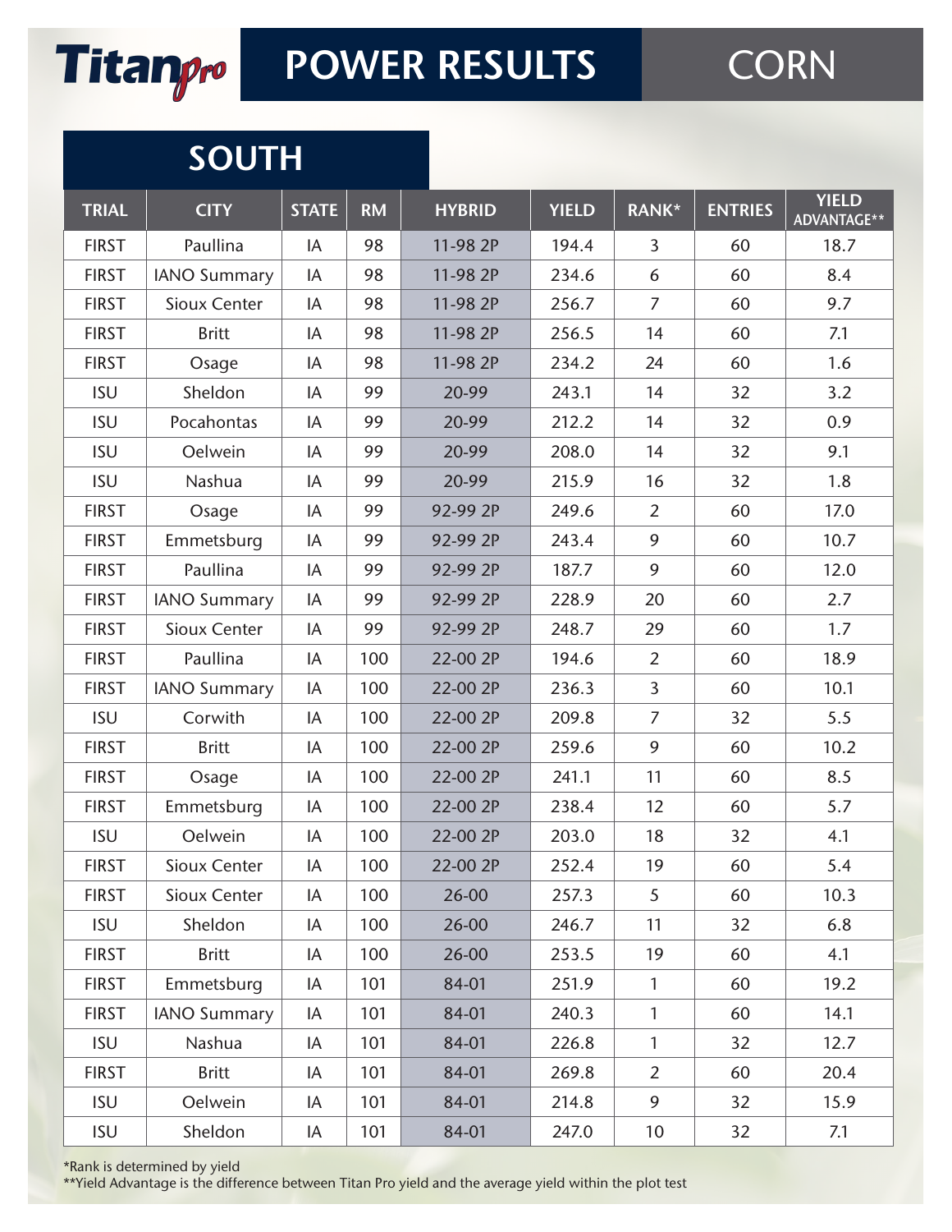# Titan*pro* POWER RESULTS CORN

## SOUTH

| TRIAL | CITY | STATE | RM | HYBRID | YIELD | RANK* | ENTRIES | YIELD ADVANTAGE** |
|---|---|---|---|---|---|---|---|---|
| FIRST | Paullina | IA | 98 | 11-98 2P | 194.4 | 3 | 60 | 18.7 |
| FIRST | IANO Summary | IA | 98 | 11-98 2P | 234.6 | 6 | 60 | 8.4 |
| FIRST | Sioux Center | IA | 98 | 11-98 2P | 256.7 | 7 | 60 | 9.7 |
| FIRST | Britt | IA | 98 | 11-98 2P | 256.5 | 14 | 60 | 7.1 |
| FIRST | Osage | IA | 98 | 11-98 2P | 234.2 | 24 | 60 | 1.6 |
| ISU | Sheldon | IA | 99 | 20-99 | 243.1 | 14 | 32 | 3.2 |
| ISU | Pocahontas | IA | 99 | 20-99 | 212.2 | 14 | 32 | 0.9 |
| ISU | Oelwein | IA | 99 | 20-99 | 208.0 | 14 | 32 | 9.1 |
| ISU | Nashua | IA | 99 | 20-99 | 215.9 | 16 | 32 | 1.8 |
| FIRST | Osage | IA | 99 | 92-99 2P | 249.6 | 2 | 60 | 17.0 |
| FIRST | Emmetsburg | IA | 99 | 92-99 2P | 243.4 | 9 | 60 | 10.7 |
| FIRST | Paullina | IA | 99 | 92-99 2P | 187.7 | 9 | 60 | 12.0 |
| FIRST | IANO Summary | IA | 99 | 92-99 2P | 228.9 | 20 | 60 | 2.7 |
| FIRST | Sioux Center | IA | 99 | 92-99 2P | 248.7 | 29 | 60 | 1.7 |
| FIRST | Paullina | IA | 100 | 22-00 2P | 194.6 | 2 | 60 | 18.9 |
| FIRST | IANO Summary | IA | 100 | 22-00 2P | 236.3 | 3 | 60 | 10.1 |
| ISU | Corwith | IA | 100 | 22-00 2P | 209.8 | 7 | 32 | 5.5 |
| FIRST | Britt | IA | 100 | 22-00 2P | 259.6 | 9 | 60 | 10.2 |
| FIRST | Osage | IA | 100 | 22-00 2P | 241.1 | 11 | 60 | 8.5 |
| FIRST | Emmetsburg | IA | 100 | 22-00 2P | 238.4 | 12 | 60 | 5.7 |
| ISU | Oelwein | IA | 100 | 22-00 2P | 203.0 | 18 | 32 | 4.1 |
| FIRST | Sioux Center | IA | 100 | 22-00 2P | 252.4 | 19 | 60 | 5.4 |
| FIRST | Sioux Center | IA | 100 | 26-00 | 257.3 | 5 | 60 | 10.3 |
| ISU | Sheldon | IA | 100 | 26-00 | 246.7 | 11 | 32 | 6.8 |
| FIRST | Britt | IA | 100 | 26-00 | 253.5 | 19 | 60 | 4.1 |
| FIRST | Emmetsburg | IA | 101 | 84-01 | 251.9 | 1 | 60 | 19.2 |
| FIRST | IANO Summary | IA | 101 | 84-01 | 240.3 | 1 | 60 | 14.1 |
| ISU | Nashua | IA | 101 | 84-01 | 226.8 | 1 | 32 | 12.7 |
| FIRST | Britt | IA | 101 | 84-01 | 269.8 | 2 | 60 | 20.4 |
| ISU | Oelwein | IA | 101 | 84-01 | 214.8 | 9 | 32 | 15.9 |
| ISU | Sheldon | IA | 101 | 84-01 | 247.0 | 10 | 32 | 7.1 |

*Rank is determined by yield
**Yield Advantage is the difference between Titan Pro yield and the average yield within the plot test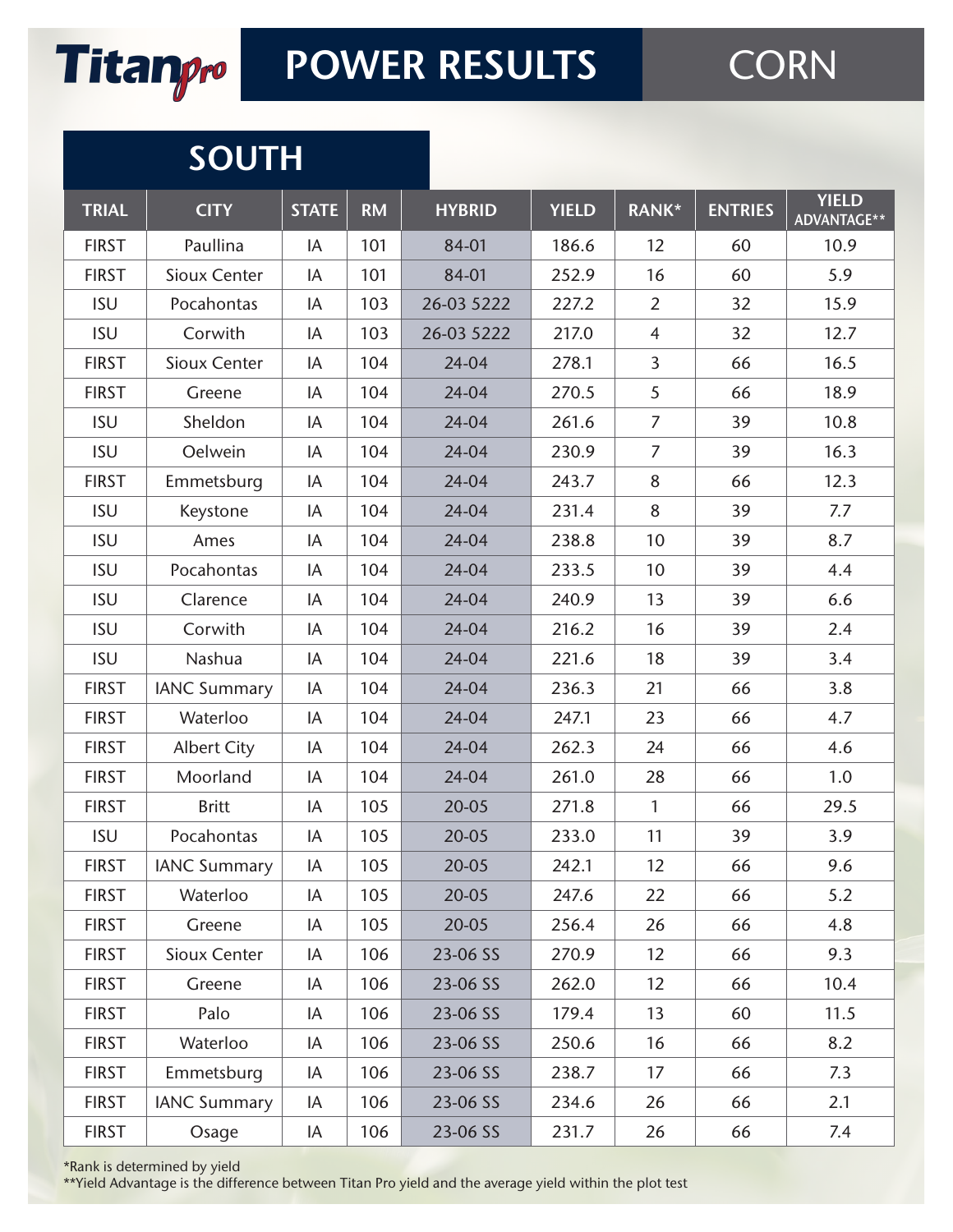# Titan*pro* POWER RESULTS — CORN

## SOUTH

| TRIAL | CITY | STATE | RM | HYBRID | YIELD | RANK* | ENTRIES | YIELD ADVANTAGE** |
|---|---|---|---|---|---|---|---|---|
| FIRST | Paullina | IA | 101 | 84-01 | 186.6 | 12 | 60 | 10.9 |
| FIRST | Sioux Center | IA | 101 | 84-01 | 252.9 | 16 | 60 | 5.9 |
| ISU | Pocahontas | IA | 103 | 26-03 5222 | 227.2 | 2 | 32 | 15.9 |
| ISU | Corwith | IA | 103 | 26-03 5222 | 217.0 | 4 | 32 | 12.7 |
| FIRST | Sioux Center | IA | 104 | 24-04 | 278.1 | 3 | 66 | 16.5 |
| FIRST | Greene | IA | 104 | 24-04 | 270.5 | 5 | 66 | 18.9 |
| ISU | Sheldon | IA | 104 | 24-04 | 261.6 | 7 | 39 | 10.8 |
| ISU | Oelwein | IA | 104 | 24-04 | 230.9 | 7 | 39 | 16.3 |
| FIRST | Emmetsburg | IA | 104 | 24-04 | 243.7 | 8 | 66 | 12.3 |
| ISU | Keystone | IA | 104 | 24-04 | 231.4 | 8 | 39 | 7.7 |
| ISU | Ames | IA | 104 | 24-04 | 238.8 | 10 | 39 | 8.7 |
| ISU | Pocahontas | IA | 104 | 24-04 | 233.5 | 10 | 39 | 4.4 |
| ISU | Clarence | IA | 104 | 24-04 | 240.9 | 13 | 39 | 6.6 |
| ISU | Corwith | IA | 104 | 24-04 | 216.2 | 16 | 39 | 2.4 |
| ISU | Nashua | IA | 104 | 24-04 | 221.6 | 18 | 39 | 3.4 |
| FIRST | IANC Summary | IA | 104 | 24-04 | 236.3 | 21 | 66 | 3.8 |
| FIRST | Waterloo | IA | 104 | 24-04 | 247.1 | 23 | 66 | 4.7 |
| FIRST | Albert City | IA | 104 | 24-04 | 262.3 | 24 | 66 | 4.6 |
| FIRST | Moorland | IA | 104 | 24-04 | 261.0 | 28 | 66 | 1.0 |
| FIRST | Britt | IA | 105 | 20-05 | 271.8 | 1 | 66 | 29.5 |
| ISU | Pocahontas | IA | 105 | 20-05 | 233.0 | 11 | 39 | 3.9 |
| FIRST | IANC Summary | IA | 105 | 20-05 | 242.1 | 12 | 66 | 9.6 |
| FIRST | Waterloo | IA | 105 | 20-05 | 247.6 | 22 | 66 | 5.2 |
| FIRST | Greene | IA | 105 | 20-05 | 256.4 | 26 | 66 | 4.8 |
| FIRST | Sioux Center | IA | 106 | 23-06 SS | 270.9 | 12 | 66 | 9.3 |
| FIRST | Greene | IA | 106 | 23-06 SS | 262.0 | 12 | 66 | 10.4 |
| FIRST | Palo | IA | 106 | 23-06 SS | 179.4 | 13 | 60 | 11.5 |
| FIRST | Waterloo | IA | 106 | 23-06 SS | 250.6 | 16 | 66 | 8.2 |
| FIRST | Emmetsburg | IA | 106 | 23-06 SS | 238.7 | 17 | 66 | 7.3 |
| FIRST | IANC Summary | IA | 106 | 23-06 SS | 234.6 | 26 | 66 | 2.1 |
| FIRST | Osage | IA | 106 | 23-06 SS | 231.7 | 26 | 66 | 7.4 |

*Rank is determined by yield
**Yield Advantage is the difference between Titan Pro yield and the average yield within the plot test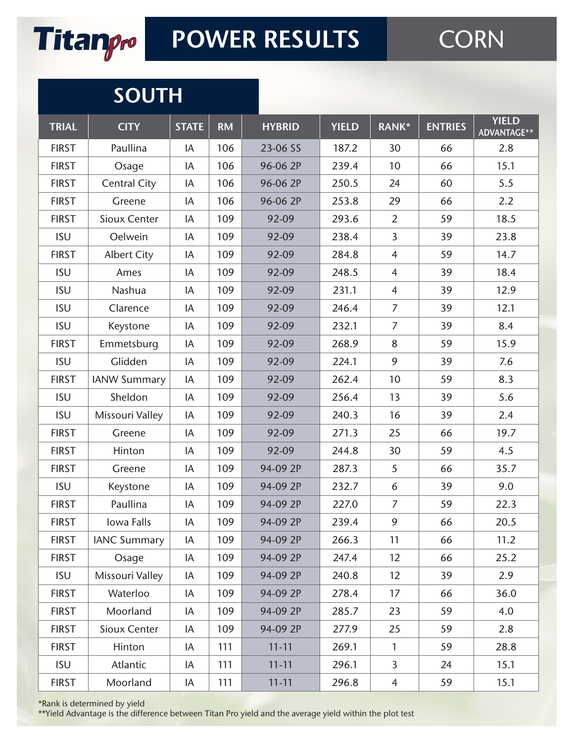# Titanpro POWER RESULTS CORN

## SOUTH

| TRIAL | CITY | STATE | RM | HYBRID | YIELD | RANK* | ENTRIES | YIELD ADVANTAGE** |
|---|---|---|---|---|---|---|---|---|
| FIRST | Paullina | IA | 106 | 23-06 SS | 187.2 | 30 | 66 | 2.8 |
| FIRST | Osage | IA | 106 | 96-06 2P | 239.4 | 10 | 66 | 15.1 |
| FIRST | Central City | IA | 106 | 96-06 2P | 250.5 | 24 | 60 | 5.5 |
| FIRST | Greene | IA | 106 | 96-06 2P | 253.8 | 29 | 66 | 2.2 |
| FIRST | Sioux Center | IA | 109 | 92-09 | 293.6 | 2 | 59 | 18.5 |
| ISU | Oelwein | IA | 109 | 92-09 | 238.4 | 3 | 39 | 23.8 |
| FIRST | Albert City | IA | 109 | 92-09 | 284.8 | 4 | 59 | 14.7 |
| ISU | Ames | IA | 109 | 92-09 | 248.5 | 4 | 39 | 18.4 |
| ISU | Nashua | IA | 109 | 92-09 | 231.1 | 4 | 39 | 12.9 |
| ISU | Clarence | IA | 109 | 92-09 | 246.4 | 7 | 39 | 12.1 |
| ISU | Keystone | IA | 109 | 92-09 | 232.1 | 7 | 39 | 8.4 |
| FIRST | Emmetsburg | IA | 109 | 92-09 | 268.9 | 8 | 59 | 15.9 |
| ISU | Glidden | IA | 109 | 92-09 | 224.1 | 9 | 39 | 7.6 |
| FIRST | IANW Summary | IA | 109 | 92-09 | 262.4 | 10 | 59 | 8.3 |
| ISU | Sheldon | IA | 109 | 92-09 | 256.4 | 13 | 39 | 5.6 |
| ISU | Missouri Valley | IA | 109 | 92-09 | 240.3 | 16 | 39 | 2.4 |
| FIRST | Greene | IA | 109 | 92-09 | 271.3 | 25 | 66 | 19.7 |
| FIRST | Hinton | IA | 109 | 92-09 | 244.8 | 30 | 59 | 4.5 |
| FIRST | Greene | IA | 109 | 94-09 2P | 287.3 | 5 | 66 | 35.7 |
| ISU | Keystone | IA | 109 | 94-09 2P | 232.7 | 6 | 39 | 9.0 |
| FIRST | Paullina | IA | 109 | 94-09 2P | 227.0 | 7 | 59 | 22.3 |
| FIRST | Iowa Falls | IA | 109 | 94-09 2P | 239.4 | 9 | 66 | 20.5 |
| FIRST | IANC Summary | IA | 109 | 94-09 2P | 266.3 | 11 | 66 | 11.2 |
| FIRST | Osage | IA | 109 | 94-09 2P | 247.4 | 12 | 66 | 25.2 |
| ISU | Missouri Valley | IA | 109 | 94-09 2P | 240.8 | 12 | 39 | 2.9 |
| FIRST | Waterloo | IA | 109 | 94-09 2P | 278.4 | 17 | 66 | 36.0 |
| FIRST | Moorland | IA | 109 | 94-09 2P | 285.7 | 23 | 59 | 4.0 |
| FIRST | Sioux Center | IA | 109 | 94-09 2P | 277.9 | 25 | 59 | 2.8 |
| FIRST | Hinton | IA | 111 | 11-11 | 269.1 | 1 | 59 | 28.8 |
| ISU | Atlantic | IA | 111 | 11-11 | 296.1 | 3 | 24 | 15.1 |
| FIRST | Moorland | IA | 111 | 11-11 | 296.8 | 4 | 59 | 15.1 |

*Rank is determined by yield
**Yield Advantage is the difference between Titan Pro yield and the average yield within the plot test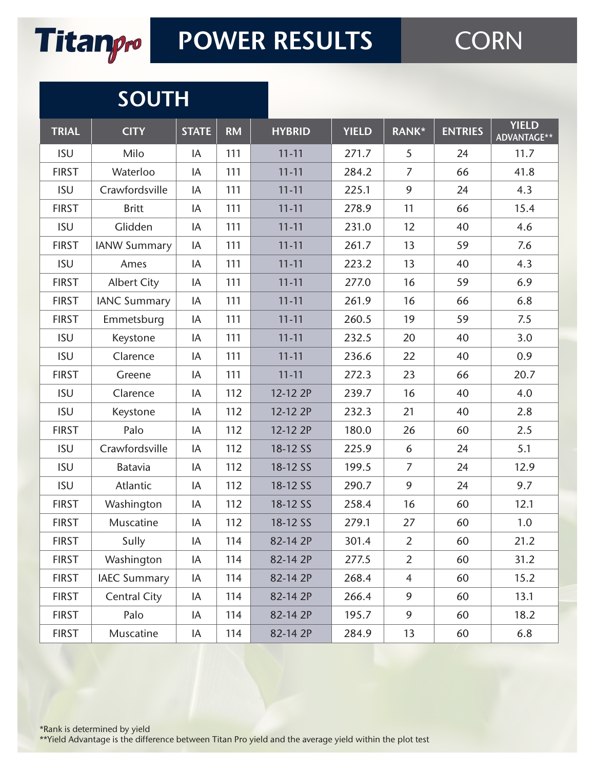# Titan*pro* POWER RESULTS CORN

## SOUTH

| TRIAL | CITY | STATE | RM | HYBRID | YIELD | RANK* | ENTRIES | YIELD ADVANTAGE** |
|---|---|---|---|---|---|---|---|---|
| ISU | Milo | IA | 111 | 11-11 | 271.7 | 5 | 24 | 11.7 |
| FIRST | Waterloo | IA | 111 | 11-11 | 284.2 | 7 | 66 | 41.8 |
| ISU | Crawfordsville | IA | 111 | 11-11 | 225.1 | 9 | 24 | 4.3 |
| FIRST | Britt | IA | 111 | 11-11 | 278.9 | 11 | 66 | 15.4 |
| ISU | Glidden | IA | 111 | 11-11 | 231.0 | 12 | 40 | 4.6 |
| FIRST | IANW Summary | IA | 111 | 11-11 | 261.7 | 13 | 59 | 7.6 |
| ISU | Ames | IA | 111 | 11-11 | 223.2 | 13 | 40 | 4.3 |
| FIRST | Albert City | IA | 111 | 11-11 | 277.0 | 16 | 59 | 6.9 |
| FIRST | IANC Summary | IA | 111 | 11-11 | 261.9 | 16 | 66 | 6.8 |
| FIRST | Emmetsburg | IA | 111 | 11-11 | 260.5 | 19 | 59 | 7.5 |
| ISU | Keystone | IA | 111 | 11-11 | 232.5 | 20 | 40 | 3.0 |
| ISU | Clarence | IA | 111 | 11-11 | 236.6 | 22 | 40 | 0.9 |
| FIRST | Greene | IA | 111 | 11-11 | 272.3 | 23 | 66 | 20.7 |
| ISU | Clarence | IA | 112 | 12-12 2P | 239.7 | 16 | 40 | 4.0 |
| ISU | Keystone | IA | 112 | 12-12 2P | 232.3 | 21 | 40 | 2.8 |
| FIRST | Palo | IA | 112 | 12-12 2P | 180.0 | 26 | 60 | 2.5 |
| ISU | Crawfordsville | IA | 112 | 18-12 SS | 225.9 | 6 | 24 | 5.1 |
| ISU | Batavia | IA | 112 | 18-12 SS | 199.5 | 7 | 24 | 12.9 |
| ISU | Atlantic | IA | 112 | 18-12 SS | 290.7 | 9 | 24 | 9.7 |
| FIRST | Washington | IA | 112 | 18-12 SS | 258.4 | 16 | 60 | 12.1 |
| FIRST | Muscatine | IA | 112 | 18-12 SS | 279.1 | 27 | 60 | 1.0 |
| FIRST | Sully | IA | 114 | 82-14 2P | 301.4 | 2 | 60 | 21.2 |
| FIRST | Washington | IA | 114 | 82-14 2P | 277.5 | 2 | 60 | 31.2 |
| FIRST | IAEC Summary | IA | 114 | 82-14 2P | 268.4 | 4 | 60 | 15.2 |
| FIRST | Central City | IA | 114 | 82-14 2P | 266.4 | 9 | 60 | 13.1 |
| FIRST | Palo | IA | 114 | 82-14 2P | 195.7 | 9 | 60 | 18.2 |
| FIRST | Muscatine | IA | 114 | 82-14 2P | 284.9 | 13 | 60 | 6.8 |

*Rank is determined by yield
**Yield Advantage is the difference between Titan Pro yield and the average yield within the plot test